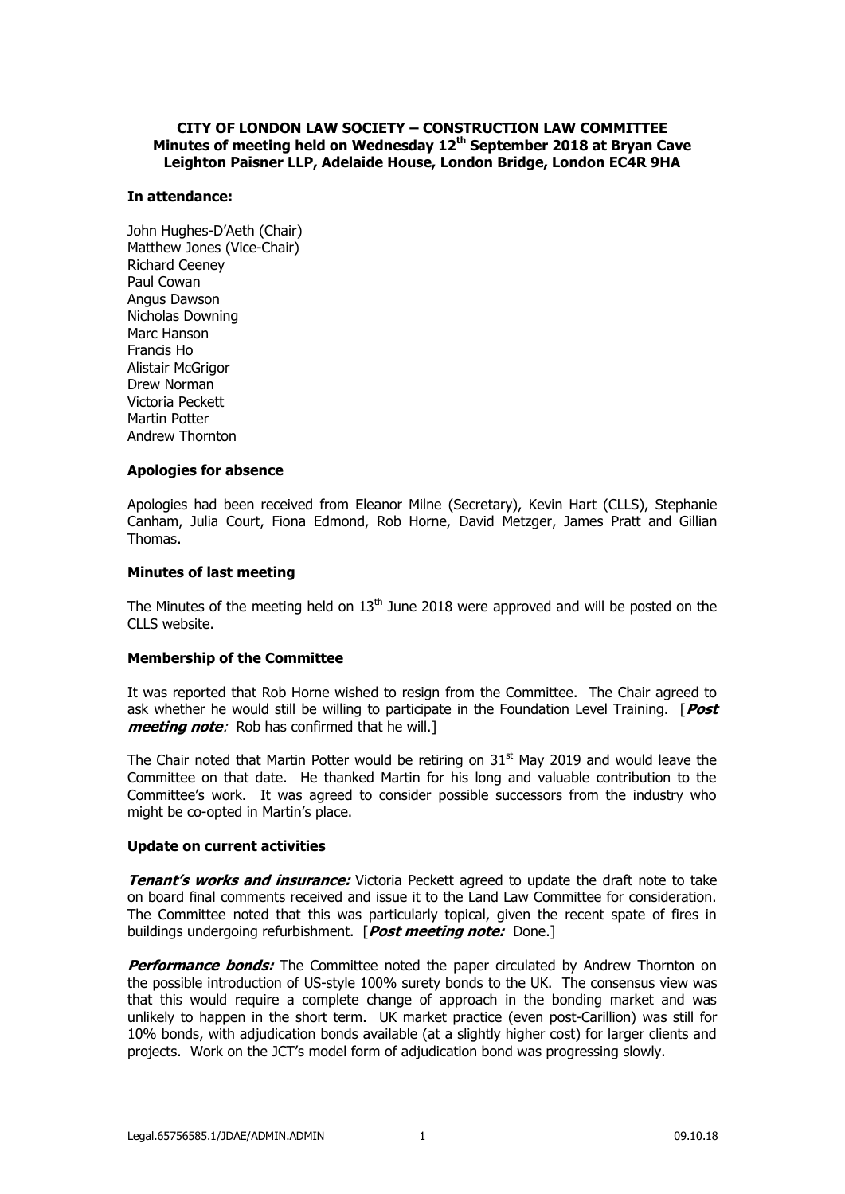# CITY OF LONDON LAW SOCIETY – CONSTRUCTION LAW COMMITTEE
## Minutes of meeting held on Wednesday 12th September 2018 at Bryan Cave Leighton Paisner LLP, Adelaide House, London Bridge, London EC4R 9HA

**In attendance:**

John Hughes-D'Aeth (Chair)
Matthew Jones (Vice-Chair)
Richard Ceeney
Paul Cowan
Angus Dawson
Nicholas Downing
Marc Hanson
Francis Ho
Alistair McGrigor
Drew Norman
Victoria Peckett
Martin Potter
Andrew Thornton

**Apologies for absence**

Apologies had been received from Eleanor Milne (Secretary), Kevin Hart (CLLS), Stephanie Canham, Julia Court, Fiona Edmond, Rob Horne, David Metzger, James Pratt and Gillian Thomas.

**Minutes of last meeting**

The Minutes of the meeting held on 13th June 2018 were approved and will be posted on the CLLS website.

**Membership of the Committee**

It was reported that Rob Horne wished to resign from the Committee. The Chair agreed to ask whether he would still be willing to participate in the Foundation Level Training. [***Post meeting note**:* Rob has confirmed that he will.]

The Chair noted that Martin Potter would be retiring on 31st May 2019 and would leave the Committee on that date. He thanked Martin for his long and valuable contribution to the Committee's work. It was agreed to consider possible successors from the industry who might be co-opted in Martin's place.

**Update on current activities**

***Tenant's works and insurance:*** Victoria Peckett agreed to update the draft note to take on board final comments received and issue it to the Land Law Committee for consideration. The Committee noted that this was particularly topical, given the recent spate of fires in buildings undergoing refurbishment. [***Post meeting note:*** Done.]

***Performance bonds:*** The Committee noted the paper circulated by Andrew Thornton on the possible introduction of US-style 100% surety bonds to the UK. The consensus view was that this would require a complete change of approach in the bonding market and was unlikely to happen in the short term. UK market practice (even post-Carillion) was still for 10% bonds, with adjudication bonds available (at a slightly higher cost) for larger clients and projects. Work on the JCT's model form of adjudication bond was progressing slowly.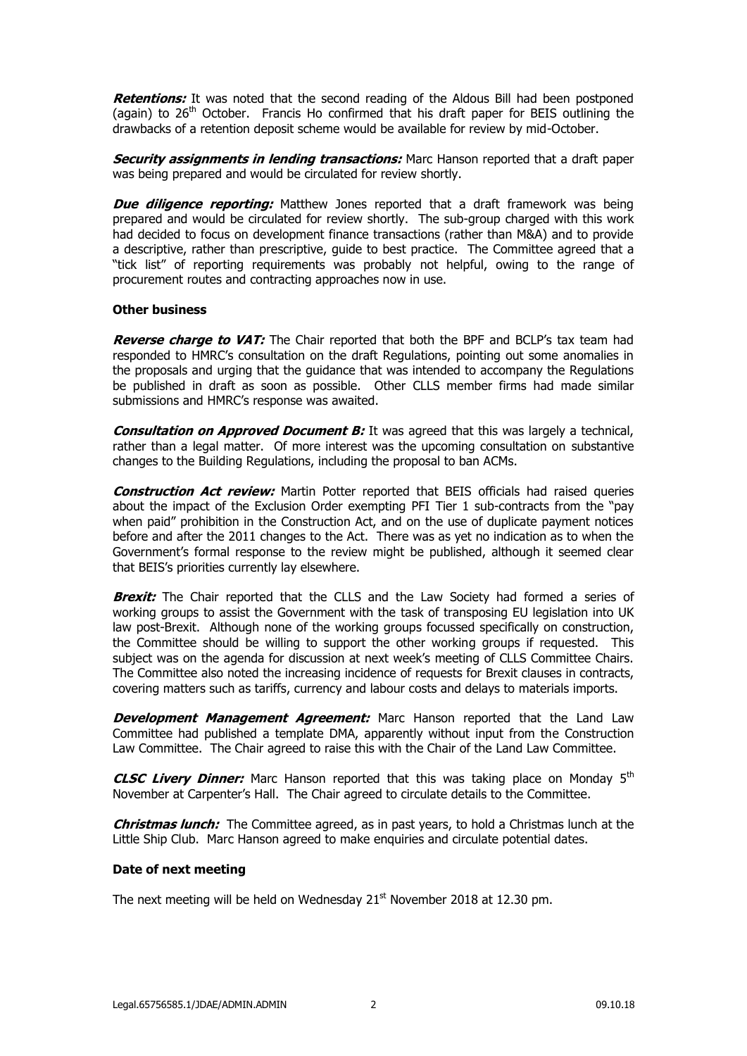***Retentions:*** It was noted that the second reading of the Aldous Bill had been postponed (again) to 26th October. Francis Ho confirmed that his draft paper for BEIS outlining the drawbacks of a retention deposit scheme would be available for review by mid-October.

***Security assignments in lending transactions:*** Marc Hanson reported that a draft paper was being prepared and would be circulated for review shortly.

***Due diligence reporting:*** Matthew Jones reported that a draft framework was being prepared and would be circulated for review shortly. The sub-group charged with this work had decided to focus on development finance transactions (rather than M&A) and to provide a descriptive, rather than prescriptive, guide to best practice. The Committee agreed that a "tick list" of reporting requirements was probably not helpful, owing to the range of procurement routes and contracting approaches now in use.

**Other business**

***Reverse charge to VAT:*** The Chair reported that both the BPF and BCLP's tax team had responded to HMRC's consultation on the draft Regulations, pointing out some anomalies in the proposals and urging that the guidance that was intended to accompany the Regulations be published in draft as soon as possible. Other CLLS member firms had made similar submissions and HMRC's response was awaited.

***Consultation on Approved Document B:*** It was agreed that this was largely a technical, rather than a legal matter. Of more interest was the upcoming consultation on substantive changes to the Building Regulations, including the proposal to ban ACMs.

***Construction Act review:*** Martin Potter reported that BEIS officials had raised queries about the impact of the Exclusion Order exempting PFI Tier 1 sub-contracts from the "pay when paid" prohibition in the Construction Act, and on the use of duplicate payment notices before and after the 2011 changes to the Act. There was as yet no indication as to when the Government's formal response to the review might be published, although it seemed clear that BEIS's priorities currently lay elsewhere.

***Brexit:*** The Chair reported that the CLLS and the Law Society had formed a series of working groups to assist the Government with the task of transposing EU legislation into UK law post-Brexit. Although none of the working groups focussed specifically on construction, the Committee should be willing to support the other working groups if requested. This subject was on the agenda for discussion at next week's meeting of CLLS Committee Chairs. The Committee also noted the increasing incidence of requests for Brexit clauses in contracts, covering matters such as tariffs, currency and labour costs and delays to materials imports.

***Development Management Agreement:*** Marc Hanson reported that the Land Law Committee had published a template DMA, apparently without input from the Construction Law Committee. The Chair agreed to raise this with the Chair of the Land Law Committee.

***CLSC Livery Dinner:*** Marc Hanson reported that this was taking place on Monday 5th November at Carpenter's Hall. The Chair agreed to circulate details to the Committee.

***Christmas lunch:*** The Committee agreed, as in past years, to hold a Christmas lunch at the Little Ship Club. Marc Hanson agreed to make enquiries and circulate potential dates.

**Date of next meeting**

The next meeting will be held on Wednesday 21st November 2018 at 12.30 pm.

Legal.65756585.1/JDAE/ADMIN.ADMIN 09.10.18